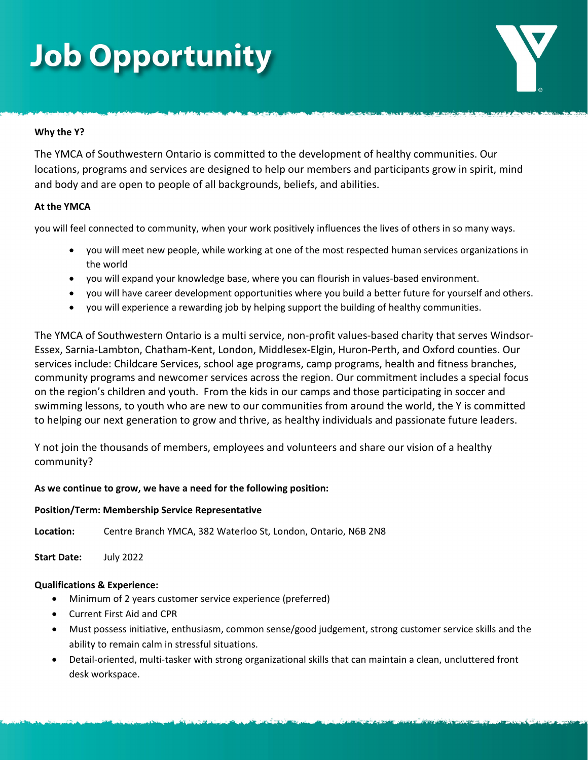# Job Opportunity

**Why the Y?**

The YMCA of Southwestern Ontario is committed to the development of healthy communities. Our locations, programs and services are designed to help our members and participants grow in spirit, mind and body and are open to people of all backgrounds, beliefs, and abilities.

**At the YMCA**

you will feel connected to community, when your work positively influences the lives of others in so many ways.

- you will meet new people, while working at one of the most respected human services organizations in the world
- you will expand your knowledge base, where you can flourish in values-based environment.
- you will have career development opportunities where you build a better future for yourself and others.
- you will experience a rewarding job by helping support the building of healthy communities.

The YMCA of Southwestern Ontario is a multi service, non-profit values-based charity that serves Windsor-Essex, Sarnia-Lambton, Chatham-Kent, London, Middlesex-Elgin, Huron-Perth, and Oxford counties. Our services include: Childcare Services, school age programs, camp programs, health and fitness branches, community programs and newcomer services across the region. Our commitment includes a special focus on the region's children and youth. From the kids in our camps and those participating in soccer and swimming lessons, to youth who are new to our communities from around the world, the Y is committed to helping our next generation to grow and thrive, as healthy individuals and passionate future leaders.

Y not join the thousands of members, employees and volunteers and share our vision of a healthy community?

**As we continue to grow, we have a need for the following position:**

**Position/Term: Membership Service Representative**

**Location:** Centre Branch YMCA, 382 Waterloo St, London, Ontario, N6B 2N8

**Start Date:** July 2022

**Qualifications & Experience:**

- Minimum of 2 years customer service experience (preferred)
- Current First Aid and CPR
- Must possess initiative, enthusiasm, common sense/good judgement, strong customer service skills and the ability to remain calm in stressful situations.
- Detail-oriented, multi-tasker with strong organizational skills that can maintain a clean, uncluttered front desk workspace.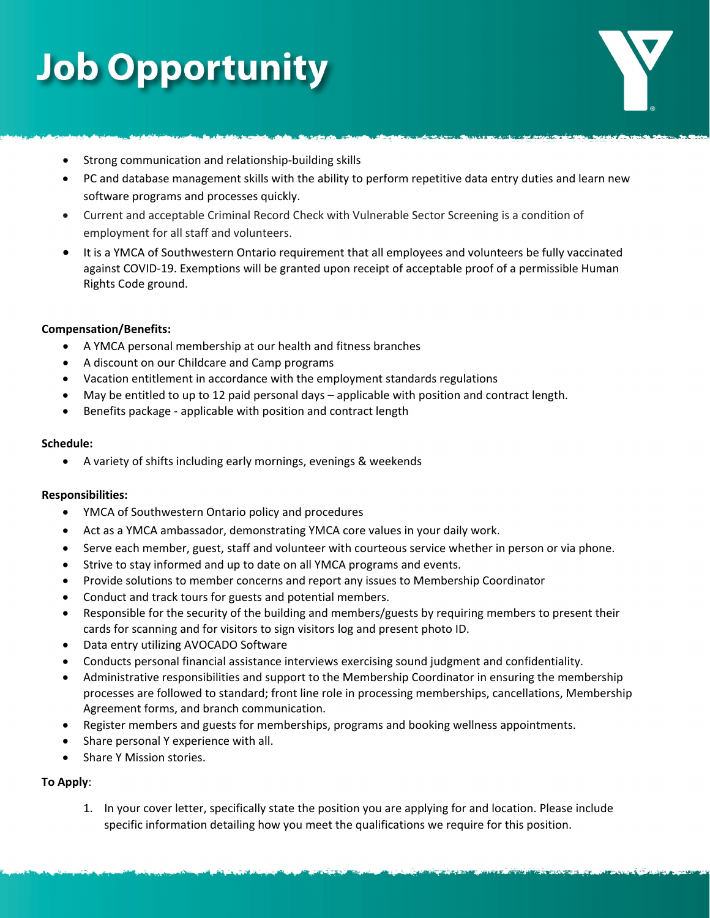# Job Opportunity

- Strong communication and relationship-building skills
- PC and database management skills with the ability to perform repetitive data entry duties and learn new software programs and processes quickly.
- Current and acceptable Criminal Record Check with Vulnerable Sector Screening is a condition of employment for all staff and volunteers.
- It is a YMCA of Southwestern Ontario requirement that all employees and volunteers be fully vaccinated against COVID-19. Exemptions will be granted upon receipt of acceptable proof of a permissible Human Rights Code ground.

**Compensation/Benefits:**

- A YMCA personal membership at our health and fitness branches
- A discount on our Childcare and Camp programs
- Vacation entitlement in accordance with the employment standards regulations
- May be entitled to up to 12 paid personal days – applicable with position and contract length.
- Benefits package - applicable with position and contract length

**Schedule:**

- A variety of shifts including early mornings, evenings & weekends

**Responsibilities:**

- YMCA of Southwestern Ontario policy and procedures
- Act as a YMCA ambassador, demonstrating YMCA core values in your daily work.
- Serve each member, guest, staff and volunteer with courteous service whether in person or via phone.
- Strive to stay informed and up to date on all YMCA programs and events.
- Provide solutions to member concerns and report any issues to Membership Coordinator
- Conduct and track tours for guests and potential members.
- Responsible for the security of the building and members/guests by requiring members to present their cards for scanning and for visitors to sign visitors log and present photo ID.
- Data entry utilizing AVOCADO Software
- Conducts personal financial assistance interviews exercising sound judgment and confidentiality.
- Administrative responsibilities and support to the Membership Coordinator in ensuring the membership processes are followed to standard; front line role in processing memberships, cancellations, Membership Agreement forms, and branch communication.
- Register members and guests for memberships, programs and booking wellness appointments.
- Share personal Y experience with all.
- Share Y Mission stories.

**To Apply**:

1. In your cover letter, specifically state the position you are applying for and location. Please include specific information detailing how you meet the qualifications we require for this position.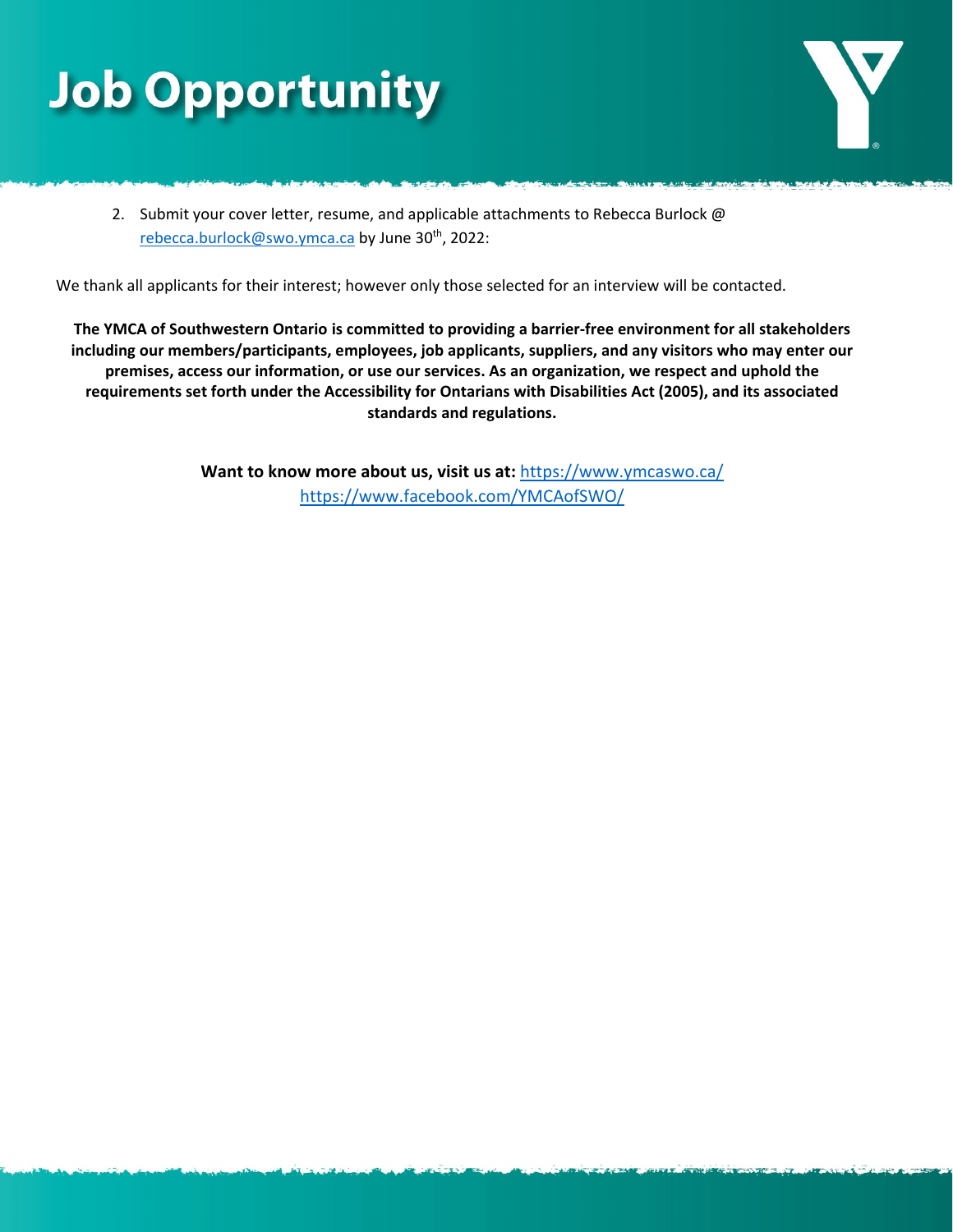2. Submit your cover letter, resume, and applicable attachments to Rebecca Burlock @ rebecca.burlock@swo.ymca.ca by June 30th, 2022:

We thank all applicants for their interest; however only those selected for an interview will be contacted.

**The YMCA of Southwestern Ontario is committed to providing a barrier-free environment for all stakeholders including our members/participants, employees, job applicants, suppliers, and any visitors who may enter our premises, access our information, or use our services. As an organization, we respect and uphold the requirements set forth under the Accessibility for Ontarians with Disabilities Act (2005), and its associated standards and regulations.**

**Want to know more about us, visit us at:** https://www.ymcaswo.ca/
https://www.facebook.com/YMCAofSWO/